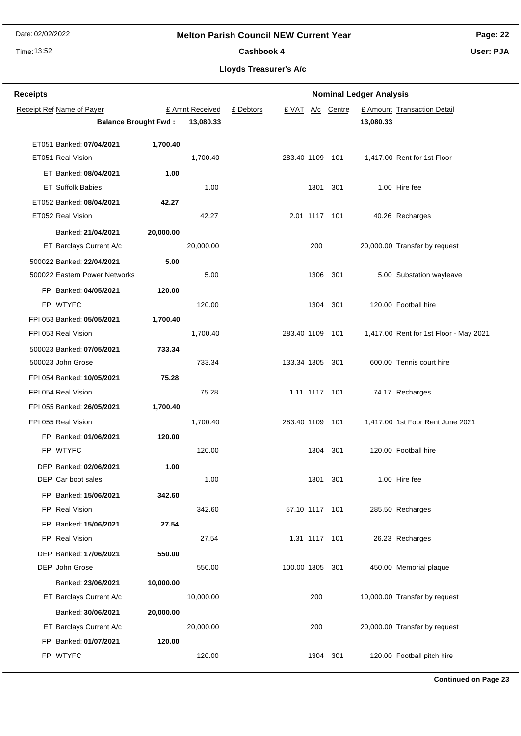# Melton Parish Council NEW Current Year

## Cashbook 4

### Lloyds Treasurer's A/c

**Receipts** — **Nominal Ledger Analysis**

| Receipt Ref | Name of Payer | | £ Amnt Received | £ Debtors | £ VAT | A/c | Centre | £ Amount | Transaction Detail |
|---|---|---|---|---|---|---|---|---|---|
| | **Balance Brought Fwd :** | | **13,080.33** | | | | | **13,080.33** | |
| ET051 | Banked: **07/04/2021** | **1,700.40** | | | | | | | |
| ET051 | Real Vision | | 1,700.40 | | 283.40 | 1109 | 101 | 1,417.00 | Rent for 1st Floor |
| ET | Banked: **08/04/2021** | **1.00** | | | | | | | |
| ET | Suffolk Babies | | 1.00 | | | 1301 | 301 | 1.00 | Hire fee |
| ET052 | Banked: **08/04/2021** | **42.27** | | | | | | | |
| ET052 | Real Vision | | 42.27 | | 2.01 | 1117 | 101 | 40.26 | Recharges |
| | Banked: **21/04/2021** | **20,000.00** | | | | | | | |
| ET | Barclays Current A/c | | 20,000.00 | | | 200 | | 20,000.00 | Transfer by request |
| 500022 | Banked: **22/04/2021** | **5.00** | | | | | | | |
| 500022 | Eastern Power Networks | | 5.00 | | | 1306 | 301 | 5.00 | Substation wayleave |
| FPI | Banked: **04/05/2021** | **120.00** | | | | | | | |
| FPI | WTYFC | | 120.00 | | | 1304 | 301 | 120.00 | Football hire |
| FPI 053 | Banked: **05/05/2021** | **1,700.40** | | | | | | | |
| FPI 053 | Real Vision | | 1,700.40 | | 283.40 | 1109 | 101 | 1,417.00 | Rent for 1st Floor - May 2021 |
| 500023 | Banked: **07/05/2021** | **733.34** | | | | | | | |
| 500023 | John Grose | | 733.34 | | 133.34 | 1305 | 301 | 600.00 | Tennis court hire |
| FPI 054 | Banked: **10/05/2021** | **75.28** | | | | | | | |
| FPI 054 | Real Vision | | 75.28 | | 1.11 | 1117 | 101 | 74.17 | Recharges |
| FPI 055 | Banked: **26/05/2021** | **1,700.40** | | | | | | | |
| FPI 055 | Real Vision | | 1,700.40 | | 283.40 | 1109 | 101 | 1,417.00 | 1st Foor Rent June 2021 |
| FPI | Banked: **01/06/2021** | **120.00** | | | | | | | |
| FPI | WTYFC | | 120.00 | | | 1304 | 301 | 120.00 | Football hire |
| DEP | Banked: **02/06/2021** | **1.00** | | | | | | | |
| DEP | Car boot sales | | 1.00 | | | 1301 | 301 | 1.00 | Hire fee |
| FPI | Banked: **15/06/2021** | **342.60** | | | | | | | |
| FPI | Real Vision | | 342.60 | | 57.10 | 1117 | 101 | 285.50 | Recharges |
| FPI | Banked: **15/06/2021** | **27.54** | | | | | | | |
| FPI | Real Vision | | 27.54 | | 1.31 | 1117 | 101 | 26.23 | Recharges |
| DEP | Banked: **17/06/2021** | **550.00** | | | | | | | |
| DEP | John Grose | | 550.00 | | 100.00 | 1305 | 301 | 450.00 | Memorial plaque |
| | Banked: **23/06/2021** | **10,000.00** | | | | | | | |
| ET | Barclays Current A/c | | 10,000.00 | | | 200 | | 10,000.00 | Transfer by request |
| | Banked: **30/06/2021** | **20,000.00** | | | | | | | |
| ET | Barclays Current A/c | | 20,000.00 | | | 200 | | 20,000.00 | Transfer by request |
| FPI | Banked: **01/07/2021** | **120.00** | | | | | | | |
| FPI | WTYFC | | 120.00 | | | 1304 | 301 | 120.00 | Football pitch hire |

**Continued on Page 23**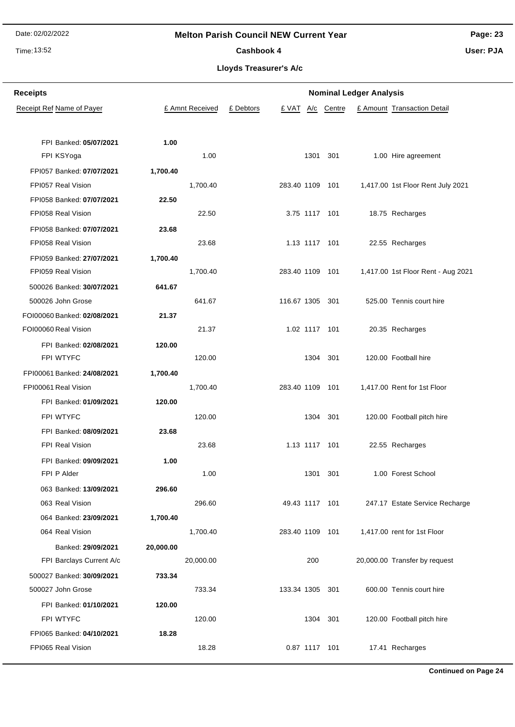# Melton Parish Council NEW Current Year

## Cashbook 4

### Lloyds Treasurer's A/c

| Receipt Ref | Name of Payer | £ Amnt Received | £ Debtors | £ VAT | A/c | Centre | £ Amount | Transaction Detail |
|---|---|---|---|---|---|---|---|---|
| FPI | Banked: **05/07/2021** | **1.00** | | | | | | |
| FPI | KSYoga | 1.00 | | | 1301 | 301 | 1.00 | Hire agreement |
| FPI057 | Banked: **07/07/2021** | **1,700.40** | | | | | | |
| FPI057 | Real Vision | 1,700.40 | | 283.40 | 1109 | 101 | 1,417.00 | 1st Floor Rent July 2021 |
| FPI058 | Banked: **07/07/2021** | **22.50** | | | | | | |
| FPI058 | Real Vision | 22.50 | | 3.75 | 1117 | 101 | 18.75 | Recharges |
| FPI058 | Banked: **07/07/2021** | **23.68** | | | | | | |
| FPI058 | Real Vision | 23.68 | | 1.13 | 1117 | 101 | 22.55 | Recharges |
| FPI059 | Banked: **27/07/2021** | **1,700.40** | | | | | | |
| FPI059 | Real Vision | 1,700.40 | | 283.40 | 1109 | 101 | 1,417.00 | 1st Floor Rent - Aug 2021 |
| 500026 | Banked: **30/07/2021** | **641.67** | | | | | | |
| 500026 | John Grose | 641.67 | | 116.67 | 1305 | 301 | 525.00 | Tennis court hire |
| FOI00060 | Banked: **02/08/2021** | **21.37** | | | | | | |
| FOI00060 | Real Vision | 21.37 | | 1.02 | 1117 | 101 | 20.35 | Recharges |
| FPI | Banked: **02/08/2021** | **120.00** | | | | | | |
| FPI | WTYFC | 120.00 | | | 1304 | 301 | 120.00 | Football hire |
| FPI00061 | Banked: **24/08/2021** | **1,700.40** | | | | | | |
| FPI00061 | Real Vision | 1,700.40 | | 283.40 | 1109 | 101 | 1,417.00 | Rent for 1st Floor |
| FPI | Banked: **01/09/2021** | **120.00** | | | | | | |
| FPI | WTYFC | 120.00 | | | 1304 | 301 | 120.00 | Football pitch hire |
| FPI | Banked: **08/09/2021** | **23.68** | | | | | | |
| FPI | Real Vision | 23.68 | | 1.13 | 1117 | 101 | 22.55 | Recharges |
| FPI | Banked: **09/09/2021** | **1.00** | | | | | | |
| FPI | P Alder | 1.00 | | | 1301 | 301 | 1.00 | Forest School |
| 063 | Banked: **13/09/2021** | **296.60** | | | | | | |
| 063 | Real Vision | 296.60 | | 49.43 | 1117 | 101 | 247.17 | Estate Service Recharge |
| 064 | Banked: **23/09/2021** | **1,700.40** | | | | | | |
| 064 | Real Vision | 1,700.40 | | 283.40 | 1109 | 101 | 1,417.00 | rent for 1st Floor |
| | Banked: **29/09/2021** | **20,000.00** | | | | | | |
| FPI | Barclays Current A/c | 20,000.00 | | | 200 | | 20,000.00 | Transfer by request |
| 500027 | Banked: **30/09/2021** | **733.34** | | | | | | |
| 500027 | John Grose | 733.34 | | 133.34 | 1305 | 301 | 600.00 | Tennis court hire |
| FPI | Banked: **01/10/2021** | **120.00** | | | | | | |
| FPI | WTYFC | 120.00 | | | 1304 | 301 | 120.00 | Football pitch hire |
| FPI065 | Banked: **04/10/2021** | **18.28** | | | | | | |
| FPI065 | Real Vision | 18.28 | | 0.87 | 1117 | 101 | 17.41 | Recharges |

**Continued on Page 24**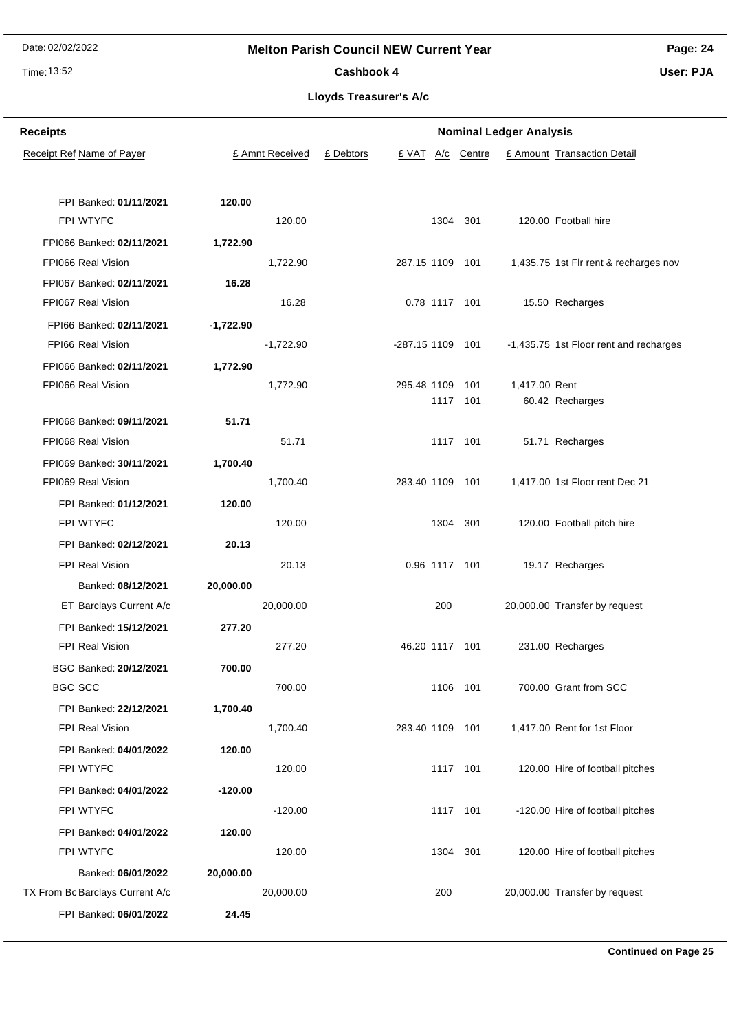## Melton Parish Council NEW Current Year

### Cashbook 4

### Lloyds Treasurer's A/c

| Receipts | | | | Nominal Ledger Analysis | | | | |
|---|---|---|---|---|---|---|---|---|
| Receipt Ref Name of Payer | | £ Amnt Received | £ Debtors | £ VAT | A/c | Centre | £ Amount | Transaction Detail |
| FPI Banked: **01/11/2021** | **120.00** | | | | | | | |
| FPI WTYFC | | 120.00 | | | 1304 | 301 | 120.00 | Football hire |
| FPI066 Banked: **02/11/2021** | **1,722.90** | | | | | | | |
| FPI066 Real Vision | | 1,722.90 | | 287.15 | 1109 | 101 | 1,435.75 | 1st Flr rent & recharges nov |
| FPI067 Banked: **02/11/2021** | **16.28** | | | | | | | |
| FPI067 Real Vision | | 16.28 | | 0.78 | 1117 | 101 | 15.50 | Recharges |
| FPI66 Banked: **02/11/2021** | **-1,722.90** | | | | | | | |
| FPI66 Real Vision | | -1,722.90 | | -287.15 | 1109 | 101 | -1,435.75 | 1st Floor rent and recharges |
| FPI066 Banked: **02/11/2021** | **1,772.90** | | | | | | | |
| FPI066 Real Vision | | 1,772.90 | | 295.48 | 1109 | 101 | 1,417.00 | Rent |
| | | | | | 1117 | 101 | 60.42 | Recharges |
| FPI068 Banked: **09/11/2021** | **51.71** | | | | | | | |
| FPI068 Real Vision | | 51.71 | | | 1117 | 101 | 51.71 | Recharges |
| FPI069 Banked: **30/11/2021** | **1,700.40** | | | | | | | |
| FPI069 Real Vision | | 1,700.40 | | 283.40 | 1109 | 101 | 1,417.00 | 1st Floor rent Dec 21 |
| FPI Banked: **01/12/2021** | **120.00** | | | | | | | |
| FPI WTYFC | | 120.00 | | | 1304 | 301 | 120.00 | Football pitch hire |
| FPI Banked: **02/12/2021** | **20.13** | | | | | | | |
| FPI Real Vision | | 20.13 | | 0.96 | 1117 | 101 | 19.17 | Recharges |
| Banked: **08/12/2021** | **20,000.00** | | | | | | | |
| ET Barclays Current A/c | | 20,000.00 | | | 200 | | 20,000.00 | Transfer by request |
| FPI Banked: **15/12/2021** | **277.20** | | | | | | | |
| FPI Real Vision | | 277.20 | | 46.20 | 1117 | 101 | 231.00 | Recharges |
| BGC Banked: **20/12/2021** | **700.00** | | | | | | | |
| BGC SCC | | 700.00 | | | 1106 | 101 | 700.00 | Grant from SCC |
| FPI Banked: **22/12/2021** | **1,700.40** | | | | | | | |
| FPI Real Vision | | 1,700.40 | | 283.40 | 1109 | 101 | 1,417.00 | Rent for 1st Floor |
| FPI Banked: **04/01/2022** | **120.00** | | | | | | | |
| FPI WTYFC | | 120.00 | | | 1117 | 101 | 120.00 | Hire of football pitches |
| FPI Banked: **04/01/2022** | **-120.00** | | | | | | | |
| FPI WTYFC | | -120.00 | | | 1117 | 101 | -120.00 | Hire of football pitches |
| FPI Banked: **04/01/2022** | **120.00** | | | | | | | |
| FPI WTYFC | | 120.00 | | | 1304 | 301 | 120.00 | Hire of football pitches |
| Banked: **06/01/2022** | **20,000.00** | | | | | | | |
| TX From Bc Barclays Current A/c | | 20,000.00 | | | 200 | | 20,000.00 | Transfer by request |
| FPI Banked: **06/01/2022** | **24.45** | | | | | | | |

**Continued on Page 25**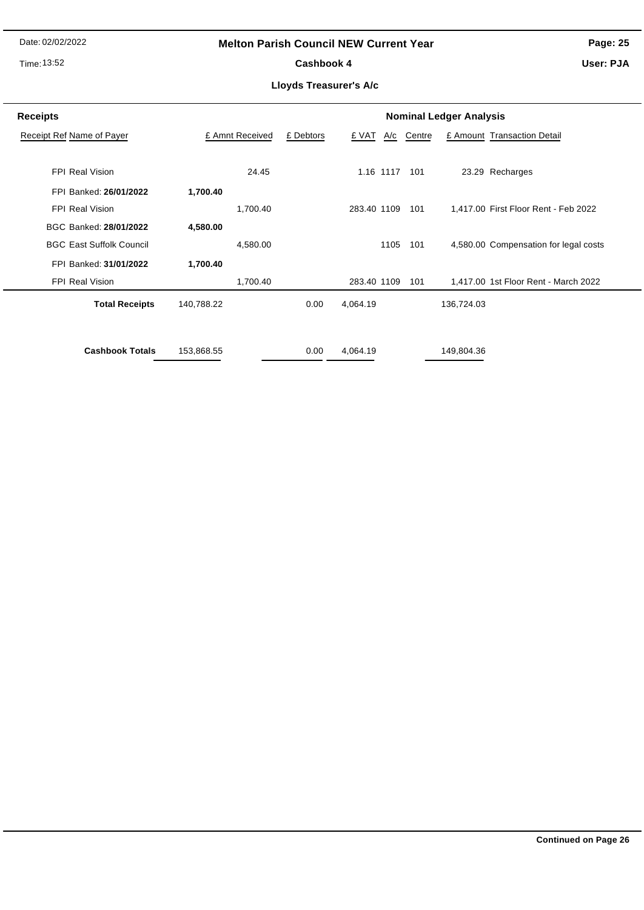## Melton Parish Council NEW Current Year

### Cashbook 4

### Lloyds Treasurer's A/c

| Receipts | | | | Nominal Ledger Analysis | | | | |
|---|---|---|---|---|---|---|---|---|
| Receipt Ref | Name of Payer | £ Amnt Received | | £ Debtors | £ VAT | A/c | Centre | £ Amount | Transaction Detail |
| FPI | Real Vision | | 24.45 | | 1.16 | 1117 | 101 | 23.29 | Recharges |
| FPI | Banked: **26/01/2022** | **1,700.40** | | | | | | | |
| FPI | Real Vision | | 1,700.40 | | 283.40 | 1109 | 101 | 1,417.00 | First Floor Rent - Feb 2022 |
| BGC | Banked: **28/01/2022** | **4,580.00** | | | | | | | |
| BGC | East Suffolk Council | | 4,580.00 | | | 1105 | 101 | 4,580.00 | Compensation for legal costs |
| FPI | Banked: **31/01/2022** | **1,700.40** | | | | | | | |
| FPI | Real Vision | | 1,700.40 | | 283.40 | 1109 | 101 | 1,417.00 | 1st Floor Rent - March 2022 |
| | **Total Receipts** | 140,788.22 | | 0.00 | 4,064.19 | | | 136,724.03 | |
| | **Cashbook Totals** | 153,868.55 | | 0.00 | 4,064.19 | | | 149,804.36 | |

**Continued on Page 26**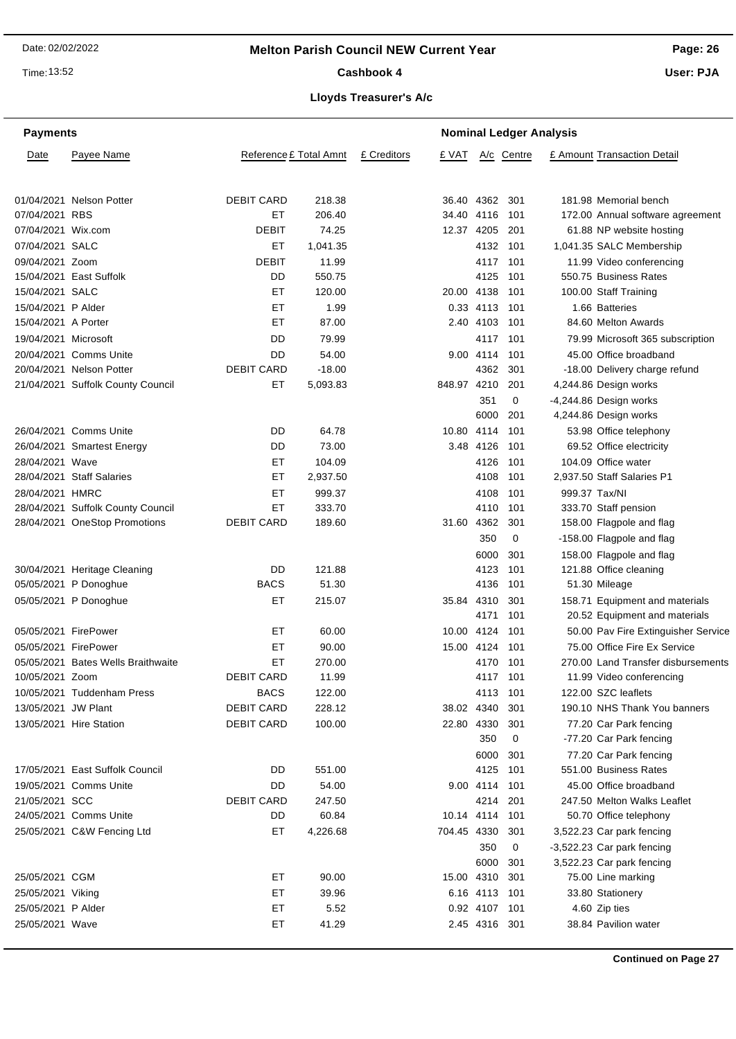## Melton Parish Council NEW Current Year

### Cashbook 4

### Lloyds Treasurer's A/c

| Payments | | | | | Nominal Ledger Analysis | | | | |
|---|---|---|---|---|---|---|---|---|---|
| Date | Payee Name | Reference | £ Total Amnt | £ Creditors | £ VAT | A/c | Centre | £ Amount | Transaction Detail |
| 01/04/2021 | Nelson Potter | DEBIT CARD | 218.38 | | 36.40 | 4362 | 301 | 181.98 | Memorial bench |
| 07/04/2021 | RBS | ET | 206.40 | | 34.40 | 4116 | 101 | 172.00 | Annual software agreement |
| 07/04/2021 | Wix.com | DEBIT | 74.25 | | 12.37 | 4205 | 201 | 61.88 | NP website hosting |
| 07/04/2021 | SALC | ET | 1,041.35 | | | 4132 | 101 | 1,041.35 | SALC Membership |
| 09/04/2021 | Zoom | DEBIT | 11.99 | | | 4117 | 101 | 11.99 | Video conferencing |
| 15/04/2021 | East Suffolk | DD | 550.75 | | | 4125 | 101 | 550.75 | Business Rates |
| 15/04/2021 | SALC | ET | 120.00 | | 20.00 | 4138 | 101 | 100.00 | Staff Training |
| 15/04/2021 | P Alder | ET | 1.99 | | 0.33 | 4113 | 101 | 1.66 | Batteries |
| 15/04/2021 | A Porter | ET | 87.00 | | 2.40 | 4103 | 101 | 84.60 | Melton Awards |
| 19/04/2021 | Microsoft | DD | 79.99 | | | 4117 | 101 | 79.99 | Microsoft 365 subscription |
| 20/04/2021 | Comms Unite | DD | 54.00 | | 9.00 | 4114 | 101 | 45.00 | Office broadband |
| 20/04/2021 | Nelson Potter | DEBIT CARD | -18.00 | | | 4362 | 301 | -18.00 | Delivery charge refund |
| 21/04/2021 | Suffolk County Council | ET | 5,093.83 | | 848.97 | 4210 | 201 | 4,244.86 | Design works |
| | | | | | | 351 | 0 | -4,244.86 | Design works |
| | | | | | | 6000 | 201 | 4,244.86 | Design works |
| 26/04/2021 | Comms Unite | DD | 64.78 | | 10.80 | 4114 | 101 | 53.98 | Office telephony |
| 26/04/2021 | Smartest Energy | DD | 73.00 | | 3.48 | 4126 | 101 | 69.52 | Office electricity |
| 28/04/2021 | Wave | ET | 104.09 | | | 4126 | 101 | 104.09 | Office water |
| 28/04/2021 | Staff Salaries | ET | 2,937.50 | | | 4108 | 101 | 2,937.50 | Staff Salaries P1 |
| 28/04/2021 | HMRC | ET | 999.37 | | | 4108 | 101 | 999.37 | Tax/NI |
| 28/04/2021 | Suffolk County Council | ET | 333.70 | | | 4110 | 101 | 333.70 | Staff pension |
| 28/04/2021 | OneStop Promotions | DEBIT CARD | 189.60 | | 31.60 | 4362 | 301 | 158.00 | Flagpole and flag |
| | | | | | | 350 | 0 | -158.00 | Flagpole and flag |
| | | | | | | 6000 | 301 | 158.00 | Flagpole and flag |
| 30/04/2021 | Heritage Cleaning | DD | 121.88 | | | 4123 | 101 | 121.88 | Office cleaning |
| 05/05/2021 | P Donoghue | BACS | 51.30 | | | 4136 | 101 | 51.30 | Mileage |
| 05/05/2021 | P Donoghue | ET | 215.07 | | 35.84 | 4310 | 301 | 158.71 | Equipment and materials |
| | | | | | | 4171 | 101 | 20.52 | Equipment and materials |
| 05/05/2021 | FirePower | ET | 60.00 | | 10.00 | 4124 | 101 | 50.00 | Pav Fire Extinguisher Service |
| 05/05/2021 | FirePower | ET | 90.00 | | 15.00 | 4124 | 101 | 75.00 | Office Fire Ex Service |
| 05/05/2021 | Bates Wells Braithwaite | ET | 270.00 | | | 4170 | 101 | 270.00 | Land Transfer disbursements |
| 10/05/2021 | Zoom | DEBIT CARD | 11.99 | | | 4117 | 101 | 11.99 | Video conferencing |
| 10/05/2021 | Tuddenham Press | BACS | 122.00 | | | 4113 | 101 | 122.00 | SZC leaflets |
| 13/05/2021 | JW Plant | DEBIT CARD | 228.12 | | 38.02 | 4340 | 301 | 190.10 | NHS Thank You banners |
| 13/05/2021 | Hire Station | DEBIT CARD | 100.00 | | 22.80 | 4330 | 301 | 77.20 | Car Park fencing |
| | | | | | | 350 | 0 | -77.20 | Car Park fencing |
| | | | | | | 6000 | 301 | 77.20 | Car Park fencing |
| 17/05/2021 | East Suffolk Council | DD | 551.00 | | | 4125 | 101 | 551.00 | Business Rates |
| 19/05/2021 | Comms Unite | DD | 54.00 | | 9.00 | 4114 | 101 | 45.00 | Office broadband |
| 21/05/2021 | SCC | DEBIT CARD | 247.50 | | | 4214 | 201 | 247.50 | Melton Walks Leaflet |
| 24/05/2021 | Comms Unite | DD | 60.84 | | 10.14 | 4114 | 101 | 50.70 | Office telephony |
| 25/05/2021 | C&W Fencing Ltd | ET | 4,226.68 | | 704.45 | 4330 | 301 | 3,522.23 | Car park fencing |
| | | | | | | 350 | 0 | -3,522.23 | Car park fencing |
| | | | | | | 6000 | 301 | 3,522.23 | Car park fencing |
| 25/05/2021 | CGM | ET | 90.00 | | 15.00 | 4310 | 301 | 75.00 | Line marking |
| 25/05/2021 | Viking | ET | 39.96 | | 6.16 | 4113 | 101 | 33.80 | Stationery |
| 25/05/2021 | P Alder | ET | 5.52 | | 0.92 | 4107 | 101 | 4.60 | Zip ties |
| 25/05/2021 | Wave | ET | 41.29 | | 2.45 | 4316 | 301 | 38.84 | Pavilion water |

**Continued on Page 27**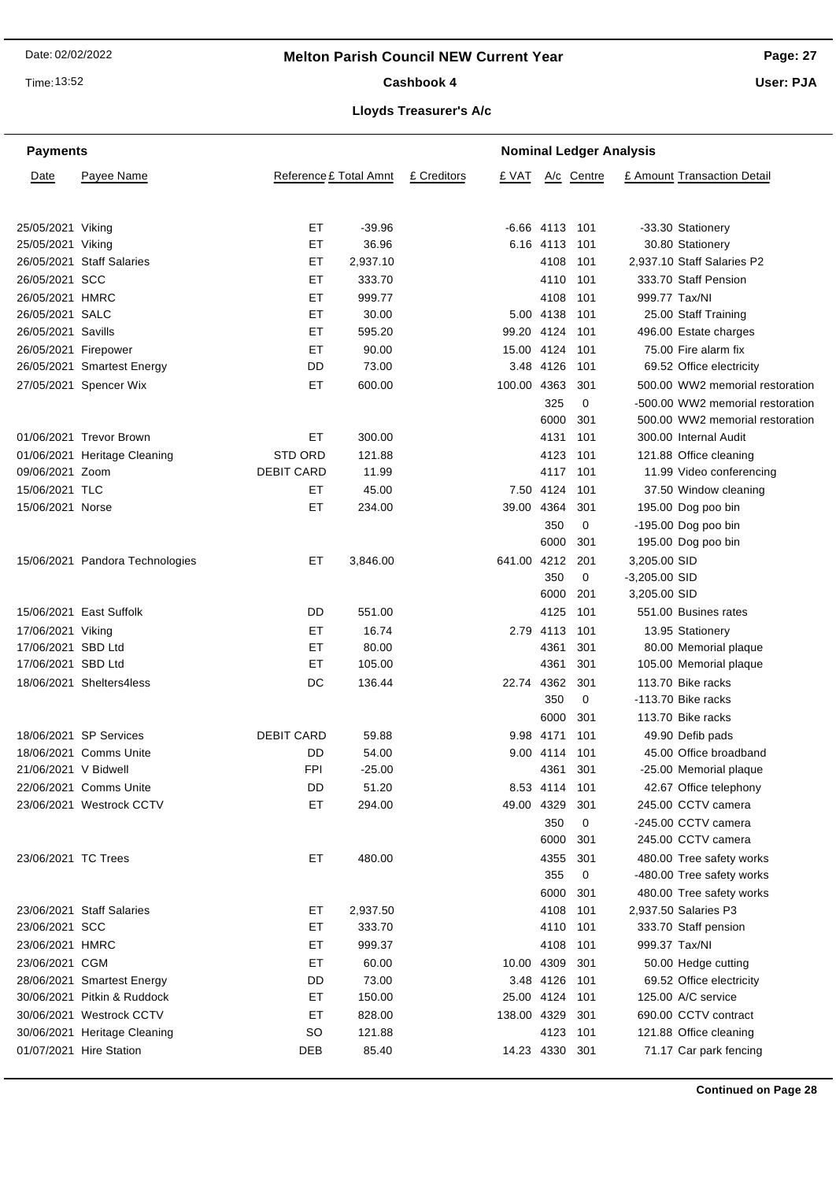# Melton Parish Council NEW Current Year

**Cashbook 4**

**Lloyds Treasurer's A/c**

Date: 02/02/2022
Time: 13:52

User: PJA

| Payments | | | | | Nominal Ledger Analysis | | | | |
|---|---|---|---|---|---|---|---|---|---|
| Date | Payee Name | Reference | £ Total Amnt | £ Creditors | £ VAT | A/c | Centre | £ Amount | Transaction Detail |
| 25/05/2021 | Viking | ET | -39.96 | | -6.66 | 4113 | 101 | -33.30 | Stationery |
| 25/05/2021 | Viking | ET | 36.96 | | 6.16 | 4113 | 101 | 30.80 | Stationery |
| 26/05/2021 | Staff Salaries | ET | 2,937.10 | | | 4108 | 101 | 2,937.10 | Staff Salaries P2 |
| 26/05/2021 | SCC | ET | 333.70 | | | 4110 | 101 | 333.70 | Staff Pension |
| 26/05/2021 | HMRC | ET | 999.77 | | | 4108 | 101 | 999.77 | Tax/NI |
| 26/05/2021 | SALC | ET | 30.00 | | 5.00 | 4138 | 101 | 25.00 | Staff Training |
| 26/05/2021 | Savills | ET | 595.20 | | 99.20 | 4124 | 101 | 496.00 | Estate charges |
| 26/05/2021 | Firepower | ET | 90.00 | | 15.00 | 4124 | 101 | 75.00 | Fire alarm fix |
| 26/05/2021 | Smartest Energy | DD | 73.00 | | 3.48 | 4126 | 101 | 69.52 | Office electricity |
| 27/05/2021 | Spencer Wix | ET | 600.00 | | 100.00 | 4363 | 301 | 500.00 | WW2 memorial restoration |
| | | | | | | 325 | 0 | -500.00 | WW2 memorial restoration |
| | | | | | | 6000 | 301 | 500.00 | WW2 memorial restoration |
| 01/06/2021 | Trevor Brown | ET | 300.00 | | | 4131 | 101 | 300.00 | Internal Audit |
| 01/06/2021 | Heritage Cleaning | STD ORD | 121.88 | | | 4123 | 101 | 121.88 | Office cleaning |
| 09/06/2021 | Zoom | DEBIT CARD | 11.99 | | | 4117 | 101 | 11.99 | Video conferencing |
| 15/06/2021 | TLC | ET | 45.00 | | 7.50 | 4124 | 101 | 37.50 | Window cleaning |
| 15/06/2021 | Norse | ET | 234.00 | | 39.00 | 4364 | 301 | 195.00 | Dog poo bin |
| | | | | | | 350 | 0 | -195.00 | Dog poo bin |
| | | | | | | 6000 | 301 | 195.00 | Dog poo bin |
| 15/06/2021 | Pandora Technologies | ET | 3,846.00 | | 641.00 | 4212 | 201 | 3,205.00 | SID |
| | | | | | | 350 | 0 | -3,205.00 | SID |
| | | | | | | 6000 | 201 | 3,205.00 | SID |
| 15/06/2021 | East Suffolk | DD | 551.00 | | | 4125 | 101 | 551.00 | Busines rates |
| 17/06/2021 | Viking | ET | 16.74 | | 2.79 | 4113 | 101 | 13.95 | Stationery |
| 17/06/2021 | SBD Ltd | ET | 80.00 | | | 4361 | 301 | 80.00 | Memorial plaque |
| 17/06/2021 | SBD Ltd | ET | 105.00 | | | 4361 | 301 | 105.00 | Memorial plaque |
| 18/06/2021 | Shelters4less | DC | 136.44 | | 22.74 | 4362 | 301 | 113.70 | Bike racks |
| | | | | | | 350 | 0 | -113.70 | Bike racks |
| | | | | | | 6000 | 301 | 113.70 | Bike racks |
| 18/06/2021 | SP Services | DEBIT CARD | 59.88 | | 9.98 | 4171 | 101 | 49.90 | Defib pads |
| 18/06/2021 | Comms Unite | DD | 54.00 | | 9.00 | 4114 | 101 | 45.00 | Office broadband |
| 21/06/2021 | V Bidwell | FPI | -25.00 | | | 4361 | 301 | -25.00 | Memorial plaque |
| 22/06/2021 | Comms Unite | DD | 51.20 | | 8.53 | 4114 | 101 | 42.67 | Office telephony |
| 23/06/2021 | Westrock CCTV | ET | 294.00 | | 49.00 | 4329 | 301 | 245.00 | CCTV camera |
| | | | | | | 350 | 0 | -245.00 | CCTV camera |
| | | | | | | 6000 | 301 | 245.00 | CCTV camera |
| 23/06/2021 | TC Trees | ET | 480.00 | | | 4355 | 301 | 480.00 | Tree safety works |
| | | | | | | 355 | 0 | -480.00 | Tree safety works |
| | | | | | | 6000 | 301 | 480.00 | Tree safety works |
| 23/06/2021 | Staff Salaries | ET | 2,937.50 | | | 4108 | 101 | 2,937.50 | Salaries P3 |
| 23/06/2021 | SCC | ET | 333.70 | | | 4110 | 101 | 333.70 | Staff pension |
| 23/06/2021 | HMRC | ET | 999.37 | | | 4108 | 101 | 999.37 | Tax/NI |
| 23/06/2021 | CGM | ET | 60.00 | | 10.00 | 4309 | 301 | 50.00 | Hedge cutting |
| 28/06/2021 | Smartest Energy | DD | 73.00 | | 3.48 | 4126 | 101 | 69.52 | Office electricity |
| 30/06/2021 | Pitkin & Ruddock | ET | 150.00 | | 25.00 | 4124 | 101 | 125.00 | A/C service |
| 30/06/2021 | Westrock CCTV | ET | 828.00 | | 138.00 | 4329 | 301 | 690.00 | CCTV contract |
| 30/06/2021 | Heritage Cleaning | SO | 121.88 | | | 4123 | 101 | 121.88 | Office cleaning |
| 01/07/2021 | Hire Station | DEB | 85.40 | | 14.23 | 4330 | 301 | 71.17 | Car park fencing |

**Continued on Page 28**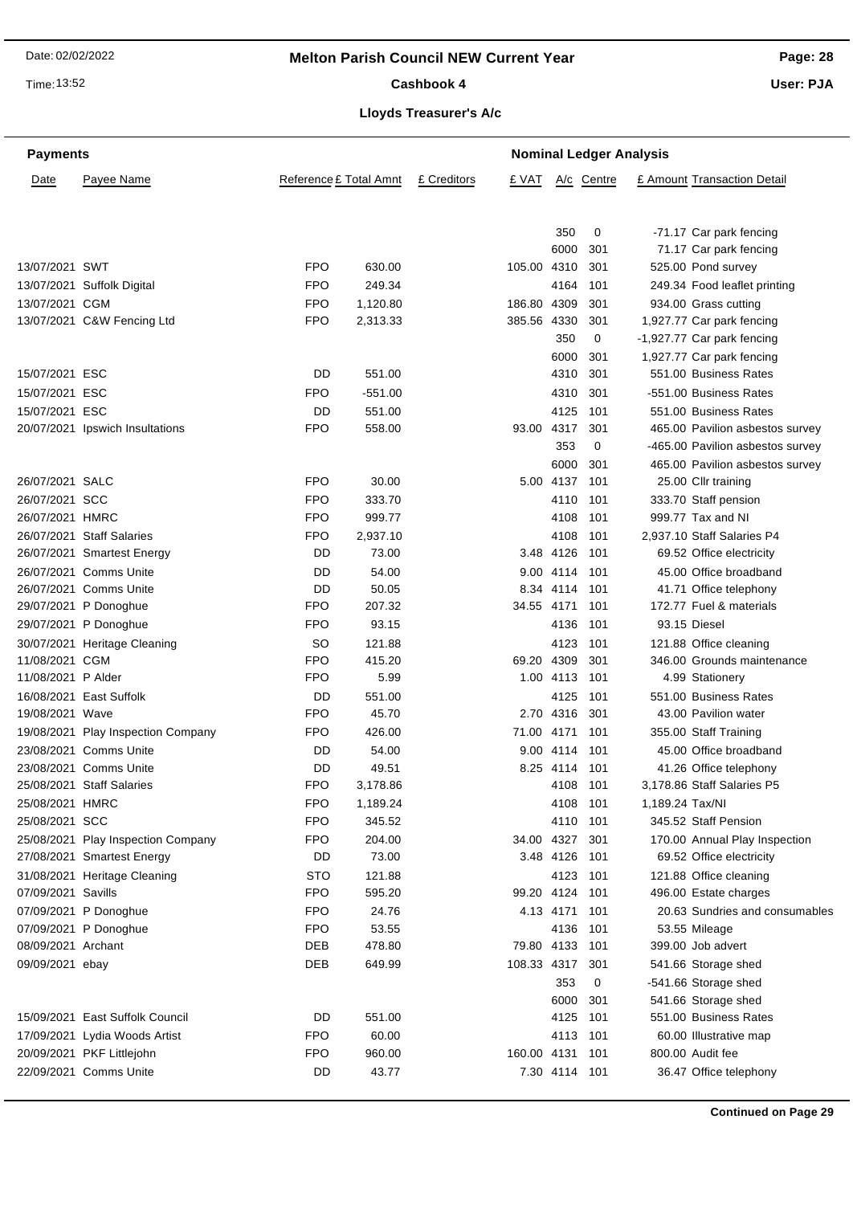# Melton Parish Council NEW Current Year

## Cashbook 4

### Lloyds Treasurer's A/c

| Payments | | | | | Nominal Ledger Analysis | | | | |
|---|---|---|---|---|---|---|---|---|---|
| Date | Payee Name | Reference | £ Total Amnt | £ Creditors | £ VAT | A/c | Centre | £ Amount | Transaction Detail |
| | | | | | | 350 | 0 | -71.17 | Car park fencing |
| | | | | | | 6000 | 301 | 71.17 | Car park fencing |
| 13/07/2021 | SWT | FPO | 630.00 | | 105.00 | 4310 | 301 | 525.00 | Pond survey |
| 13/07/2021 | Suffolk Digital | FPO | 249.34 | | | 4164 | 101 | 249.34 | Food leaflet printing |
| 13/07/2021 | CGM | FPO | 1,120.80 | | 186.80 | 4309 | 301 | 934.00 | Grass cutting |
| 13/07/2021 | C&W Fencing Ltd | FPO | 2,313.33 | | 385.56 | 4330 | 301 | 1,927.77 | Car park fencing |
| | | | | | | 350 | 0 | -1,927.77 | Car park fencing |
| | | | | | | 6000 | 301 | 1,927.77 | Car park fencing |
| 15/07/2021 | ESC | DD | 551.00 | | | 4310 | 301 | 551.00 | Business Rates |
| 15/07/2021 | ESC | FPO | -551.00 | | | 4310 | 301 | -551.00 | Business Rates |
| 15/07/2021 | ESC | DD | 551.00 | | | 4125 | 101 | 551.00 | Business Rates |
| 20/07/2021 | Ipswich Insultations | FPO | 558.00 | | 93.00 | 4317 | 301 | 465.00 | Pavilion asbestos survey |
| | | | | | | 353 | 0 | -465.00 | Pavilion asbestos survey |
| | | | | | | 6000 | 301 | 465.00 | Pavilion asbestos survey |
| 26/07/2021 | SALC | FPO | 30.00 | | 5.00 | 4137 | 101 | 25.00 | Cllr training |
| 26/07/2021 | SCC | FPO | 333.70 | | | 4110 | 101 | 333.70 | Staff pension |
| 26/07/2021 | HMRC | FPO | 999.77 | | | 4108 | 101 | 999.77 | Tax and NI |
| 26/07/2021 | Staff Salaries | FPO | 2,937.10 | | | 4108 | 101 | 2,937.10 | Staff Salaries P4 |
| 26/07/2021 | Smartest Energy | DD | 73.00 | | 3.48 | 4126 | 101 | 69.52 | Office electricity |
| 26/07/2021 | Comms Unite | DD | 54.00 | | 9.00 | 4114 | 101 | 45.00 | Office broadband |
| 26/07/2021 | Comms Unite | DD | 50.05 | | 8.34 | 4114 | 101 | 41.71 | Office telephony |
| 29/07/2021 | P Donoghue | FPO | 207.32 | | 34.55 | 4171 | 101 | 172.77 | Fuel & materials |
| 29/07/2021 | P Donoghue | FPO | 93.15 | | | 4136 | 101 | 93.15 | Diesel |
| 30/07/2021 | Heritage Cleaning | SO | 121.88 | | | 4123 | 101 | 121.88 | Office cleaning |
| 11/08/2021 | CGM | FPO | 415.20 | | 69.20 | 4309 | 301 | 346.00 | Grounds maintenance |
| 11/08/2021 | P Alder | FPO | 5.99 | | 1.00 | 4113 | 101 | 4.99 | Stationery |
| 16/08/2021 | East Suffolk | DD | 551.00 | | | 4125 | 101 | 551.00 | Business Rates |
| 19/08/2021 | Wave | FPO | 45.70 | | 2.70 | 4316 | 301 | 43.00 | Pavilion water |
| 19/08/2021 | Play Inspection Company | FPO | 426.00 | | 71.00 | 4171 | 101 | 355.00 | Staff Training |
| 23/08/2021 | Comms Unite | DD | 54.00 | | 9.00 | 4114 | 101 | 45.00 | Office broadband |
| 23/08/2021 | Comms Unite | DD | 49.51 | | 8.25 | 4114 | 101 | 41.26 | Office telephony |
| 25/08/2021 | Staff Salaries | FPO | 3,178.86 | | | 4108 | 101 | 3,178.86 | Staff Salaries P5 |
| 25/08/2021 | HMRC | FPO | 1,189.24 | | | 4108 | 101 | 1,189.24 | Tax/NI |
| 25/08/2021 | SCC | FPO | 345.52 | | | 4110 | 101 | 345.52 | Staff Pension |
| 25/08/2021 | Play Inspection Company | FPO | 204.00 | | 34.00 | 4327 | 301 | 170.00 | Annual Play Inspection |
| 27/08/2021 | Smartest Energy | DD | 73.00 | | 3.48 | 4126 | 101 | 69.52 | Office electricity |
| 31/08/2021 | Heritage Cleaning | STO | 121.88 | | | 4123 | 101 | 121.88 | Office cleaning |
| 07/09/2021 | Savills | FPO | 595.20 | | 99.20 | 4124 | 101 | 496.00 | Estate charges |
| 07/09/2021 | P Donoghue | FPO | 24.76 | | 4.13 | 4171 | 101 | 20.63 | Sundries and consumables |
| 07/09/2021 | P Donoghue | FPO | 53.55 | | | 4136 | 101 | 53.55 | Mileage |
| 08/09/2021 | Archant | DEB | 478.80 | | 79.80 | 4133 | 101 | 399.00 | Job advert |
| 09/09/2021 | ebay | DEB | 649.99 | | 108.33 | 4317 | 301 | 541.66 | Storage shed |
| | | | | | | 353 | 0 | -541.66 | Storage shed |
| | | | | | | 6000 | 301 | 541.66 | Storage shed |
| 15/09/2021 | East Suffolk Council | DD | 551.00 | | | 4125 | 101 | 551.00 | Business Rates |
| 17/09/2021 | Lydia Woods Artist | FPO | 60.00 | | | 4113 | 101 | 60.00 | Illustrative map |
| 20/09/2021 | PKF Littlejohn | FPO | 960.00 | | 160.00 | 4131 | 101 | 800.00 | Audit fee |
| 22/09/2021 | Comms Unite | DD | 43.77 | | 7.30 | 4114 | 101 | 36.47 | Office telephony |

**Continued on Page 29**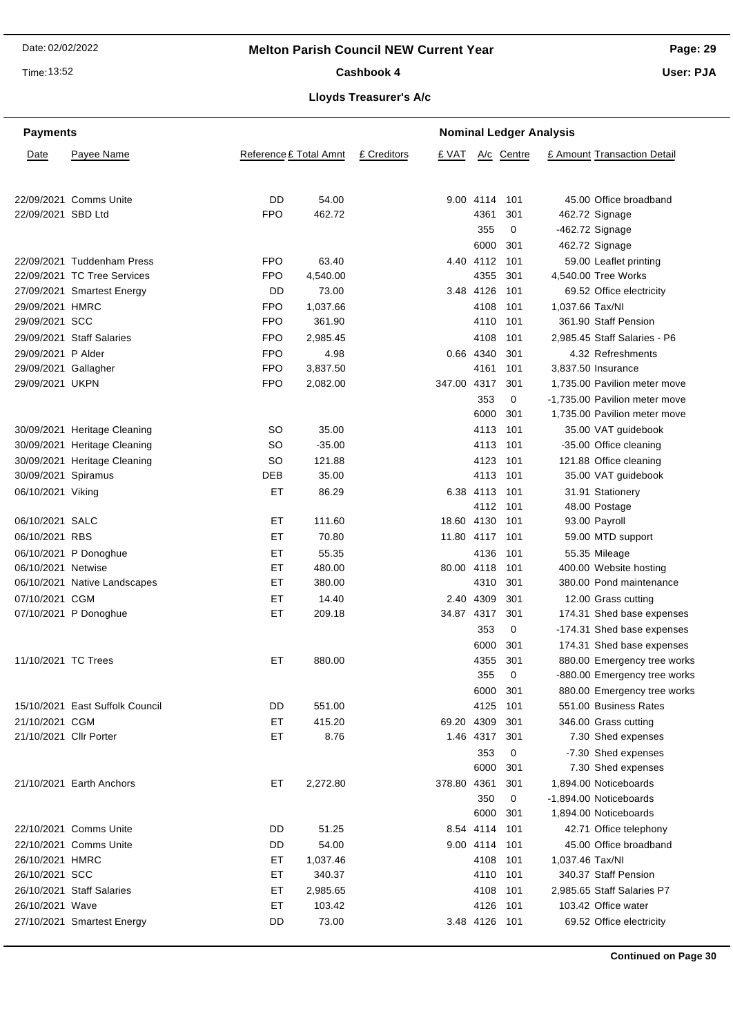# Melton Parish Council NEW Current Year

## Cashbook 4

### Lloyds Treasurer's A/c

| Payments | | | | | Nominal Ledger Analysis | | | | |
|---|---|---|---|---|---|---|---|---|---|
| Date | Payee Name | Reference | £ Total Amnt | £ Creditors | £ VAT | A/c | Centre | £ Amount | Transaction Detail |
| 22/09/2021 | Comms Unite | DD | 54.00 | | 9.00 | 4114 | 101 | 45.00 | Office broadband |
| 22/09/2021 | SBD Ltd | FPO | 462.72 | | | 4361 | 301 | 462.72 | Signage |
| | | | | | | 355 | 0 | -462.72 | Signage |
| | | | | | | 6000 | 301 | 462.72 | Signage |
| 22/09/2021 | Tuddenham Press | FPO | 63.40 | | 4.40 | 4112 | 101 | 59.00 | Leaflet printing |
| 22/09/2021 | TC Tree Services | FPO | 4,540.00 | | | 4355 | 301 | 4,540.00 | Tree Works |
| 27/09/2021 | Smartest Energy | DD | 73.00 | | 3.48 | 4126 | 101 | 69.52 | Office electricity |
| 29/09/2021 | HMRC | FPO | 1,037.66 | | | 4108 | 101 | 1,037.66 | Tax/NI |
| 29/09/2021 | SCC | FPO | 361.90 | | | 4110 | 101 | 361.90 | Staff Pension |
| 29/09/2021 | Staff Salaries | FPO | 2,985.45 | | | 4108 | 101 | 2,985.45 | Staff Salaries - P6 |
| 29/09/2021 | P Alder | FPO | 4.98 | | 0.66 | 4340 | 301 | 4.32 | Refreshments |
| 29/09/2021 | Gallagher | FPO | 3,837.50 | | | 4161 | 101 | 3,837.50 | Insurance |
| 29/09/2021 | UKPN | FPO | 2,082.00 | | 347.00 | 4317 | 301 | 1,735.00 | Pavilion meter move |
| | | | | | | 353 | 0 | -1,735.00 | Pavilion meter move |
| | | | | | | 6000 | 301 | 1,735.00 | Pavilion meter move |
| 30/09/2021 | Heritage Cleaning | SO | 35.00 | | | 4113 | 101 | 35.00 | VAT guidebook |
| 30/09/2021 | Heritage Cleaning | SO | -35.00 | | | 4113 | 101 | -35.00 | Office cleaning |
| 30/09/2021 | Heritage Cleaning | SO | 121.88 | | | 4123 | 101 | 121.88 | Office cleaning |
| 30/09/2021 | Spiramus | DEB | 35.00 | | | 4113 | 101 | 35.00 | VAT guidebook |
| 06/10/2021 | Viking | ET | 86.29 | | 6.38 | 4113 | 101 | 31.91 | Stationery |
| | | | | | | 4112 | 101 | 48.00 | Postage |
| 06/10/2021 | SALC | ET | 111.60 | | 18.60 | 4130 | 101 | 93.00 | Payroll |
| 06/10/2021 | RBS | ET | 70.80 | | 11.80 | 4117 | 101 | 59.00 | MTD support |
| 06/10/2021 | P Donoghue | ET | 55.35 | | | 4136 | 101 | 55.35 | Mileage |
| 06/10/2021 | Netwise | ET | 480.00 | | 80.00 | 4118 | 101 | 400.00 | Website hosting |
| 06/10/2021 | Native Landscapes | ET | 380.00 | | | 4310 | 301 | 380.00 | Pond maintenance |
| 07/10/2021 | CGM | ET | 14.40 | | 2.40 | 4309 | 301 | 12.00 | Grass cutting |
| 07/10/2021 | P Donoghue | ET | 209.18 | | 34.87 | 4317 | 301 | 174.31 | Shed base expenses |
| | | | | | | 353 | 0 | -174.31 | Shed base expenses |
| | | | | | | 6000 | 301 | 174.31 | Shed base expenses |
| 11/10/2021 | TC Trees | ET | 880.00 | | | 4355 | 301 | 880.00 | Emergency tree works |
| | | | | | | 355 | 0 | -880.00 | Emergency tree works |
| | | | | | | 6000 | 301 | 880.00 | Emergency tree works |
| 15/10/2021 | East Suffolk Council | DD | 551.00 | | | 4125 | 101 | 551.00 | Business Rates |
| 21/10/2021 | CGM | ET | 415.20 | | 69.20 | 4309 | 301 | 346.00 | Grass cutting |
| 21/10/2021 | Cllr Porter | ET | 8.76 | | 1.46 | 4317 | 301 | 7.30 | Shed expenses |
| | | | | | | 353 | 0 | -7.30 | Shed expenses |
| | | | | | | 6000 | 301 | 7.30 | Shed expenses |
| 21/10/2021 | Earth Anchors | ET | 2,272.80 | | 378.80 | 4361 | 301 | 1,894.00 | Noticeboards |
| | | | | | | 350 | 0 | -1,894.00 | Noticeboards |
| | | | | | | 6000 | 301 | 1,894.00 | Noticeboards |
| 22/10/2021 | Comms Unite | DD | 51.25 | | 8.54 | 4114 | 101 | 42.71 | Office telephony |
| 22/10/2021 | Comms Unite | DD | 54.00 | | 9.00 | 4114 | 101 | 45.00 | Office broadband |
| 26/10/2021 | HMRC | ET | 1,037.46 | | | 4108 | 101 | 1,037.46 | Tax/NI |
| 26/10/2021 | SCC | ET | 340.37 | | | 4110 | 101 | 340.37 | Staff Pension |
| 26/10/2021 | Staff Salaries | ET | 2,985.65 | | | 4108 | 101 | 2,985.65 | Staff Salaries P7 |
| 26/10/2021 | Wave | ET | 103.42 | | | 4126 | 101 | 103.42 | Office water |
| 27/10/2021 | Smartest Energy | DD | 73.00 | | 3.48 | 4126 | 101 | 69.52 | Office electricity |

**Continued on Page 30**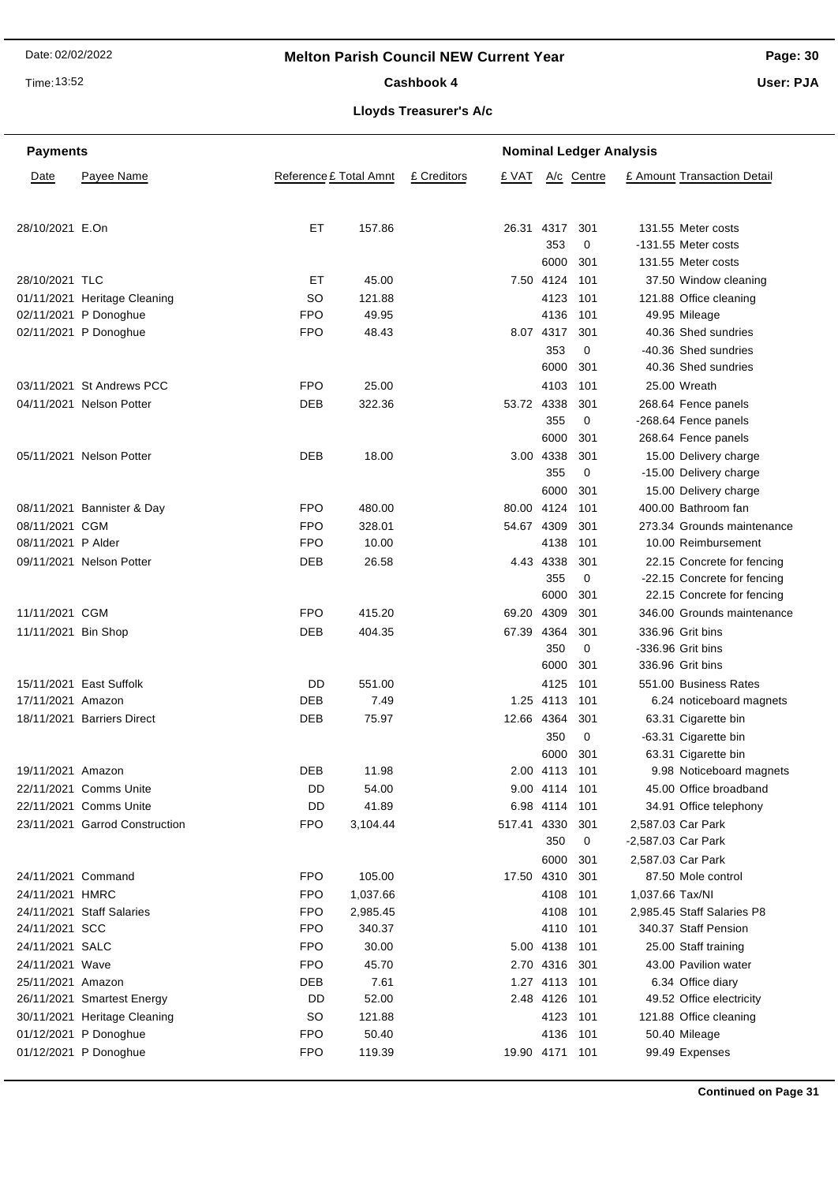# Melton Parish Council NEW Current Year

## Cashbook 4

### Lloyds Treasurer's A/c

**Payments** | **Nominal Ledger Analysis**

| Date | Payee Name | Reference | £ Total Amnt | £ Creditors | £ VAT | A/c | Centre | £ Amount | Transaction Detail |
|---|---|---|---|---|---|---|---|---|---|
| 28/10/2021 | E.On | ET | 157.86 | | 26.31 | 4317 | 301 | 131.55 | Meter costs |
| | | | | | | 353 | 0 | -131.55 | Meter costs |
| | | | | | | 6000 | 301 | 131.55 | Meter costs |
| 28/10/2021 | TLC | ET | 45.00 | | 7.50 | 4124 | 101 | 37.50 | Window cleaning |
| 01/11/2021 | Heritage Cleaning | SO | 121.88 | | | 4123 | 101 | 121.88 | Office cleaning |
| 02/11/2021 | P Donoghue | FPO | 49.95 | | | 4136 | 101 | 49.95 | Mileage |
| 02/11/2021 | P Donoghue | FPO | 48.43 | | 8.07 | 4317 | 301 | 40.36 | Shed sundries |
| | | | | | | 353 | 0 | -40.36 | Shed sundries |
| | | | | | | 6000 | 301 | 40.36 | Shed sundries |
| 03/11/2021 | St Andrews PCC | FPO | 25.00 | | | 4103 | 101 | 25.00 | Wreath |
| 04/11/2021 | Nelson Potter | DEB | 322.36 | | 53.72 | 4338 | 301 | 268.64 | Fence panels |
| | | | | | | 355 | 0 | -268.64 | Fence panels |
| | | | | | | 6000 | 301 | 268.64 | Fence panels |
| 05/11/2021 | Nelson Potter | DEB | 18.00 | | 3.00 | 4338 | 301 | 15.00 | Delivery charge |
| | | | | | | 355 | 0 | -15.00 | Delivery charge |
| | | | | | | 6000 | 301 | 15.00 | Delivery charge |
| 08/11/2021 | Bannister & Day | FPO | 480.00 | | 80.00 | 4124 | 101 | 400.00 | Bathroom fan |
| 08/11/2021 | CGM | FPO | 328.01 | | 54.67 | 4309 | 301 | 273.34 | Grounds maintenance |
| 08/11/2021 | P Alder | FPO | 10.00 | | | 4138 | 101 | 10.00 | Reimbursement |
| 09/11/2021 | Nelson Potter | DEB | 26.58 | | 4.43 | 4338 | 301 | 22.15 | Concrete for fencing |
| | | | | | | 355 | 0 | -22.15 | Concrete for fencing |
| | | | | | | 6000 | 301 | 22.15 | Concrete for fencing |
| 11/11/2021 | CGM | FPO | 415.20 | | 69.20 | 4309 | 301 | 346.00 | Grounds maintenance |
| 11/11/2021 | Bin Shop | DEB | 404.35 | | 67.39 | 4364 | 301 | 336.96 | Grit bins |
| | | | | | | 350 | 0 | -336.96 | Grit bins |
| | | | | | | 6000 | 301 | 336.96 | Grit bins |
| 15/11/2021 | East Suffolk | DD | 551.00 | | | 4125 | 101 | 551.00 | Business Rates |
| 17/11/2021 | Amazon | DEB | 7.49 | | 1.25 | 4113 | 101 | 6.24 | noticeboard magnets |
| 18/11/2021 | Barriers Direct | DEB | 75.97 | | 12.66 | 4364 | 301 | 63.31 | Cigarette bin |
| | | | | | | 350 | 0 | -63.31 | Cigarette bin |
| | | | | | | 6000 | 301 | 63.31 | Cigarette bin |
| 19/11/2021 | Amazon | DEB | 11.98 | | 2.00 | 4113 | 101 | 9.98 | Noticeboard magnets |
| 22/11/2021 | Comms Unite | DD | 54.00 | | 9.00 | 4114 | 101 | 45.00 | Office broadband |
| 22/11/2021 | Comms Unite | DD | 41.89 | | 6.98 | 4114 | 101 | 34.91 | Office telephony |
| 23/11/2021 | Garrod Construction | FPO | 3,104.44 | | 517.41 | 4330 | 301 | 2,587.03 | Car Park |
| | | | | | | 350 | 0 | -2,587.03 | Car Park |
| | | | | | | 6000 | 301 | 2,587.03 | Car Park |
| 24/11/2021 | Command | FPO | 105.00 | | 17.50 | 4310 | 301 | 87.50 | Mole control |
| 24/11/2021 | HMRC | FPO | 1,037.66 | | | 4108 | 101 | 1,037.66 | Tax/NI |
| 24/11/2021 | Staff Salaries | FPO | 2,985.45 | | | 4108 | 101 | 2,985.45 | Staff Salaries P8 |
| 24/11/2021 | SCC | FPO | 340.37 | | | 4110 | 101 | 340.37 | Staff Pension |
| 24/11/2021 | SALC | FPO | 30.00 | | 5.00 | 4138 | 101 | 25.00 | Staff training |
| 24/11/2021 | Wave | FPO | 45.70 | | 2.70 | 4316 | 301 | 43.00 | Pavilion water |
| 25/11/2021 | Amazon | DEB | 7.61 | | 1.27 | 4113 | 101 | 6.34 | Office diary |
| 26/11/2021 | Smartest Energy | DD | 52.00 | | 2.48 | 4126 | 101 | 49.52 | Office electricity |
| 30/11/2021 | Heritage Cleaning | SO | 121.88 | | | 4123 | 101 | 121.88 | Office cleaning |
| 01/12/2021 | P Donoghue | FPO | 50.40 | | | 4136 | 101 | 50.40 | Mileage |
| 01/12/2021 | P Donoghue | FPO | 119.39 | | 19.90 | 4171 | 101 | 99.49 | Expenses |

**Continued on Page 31**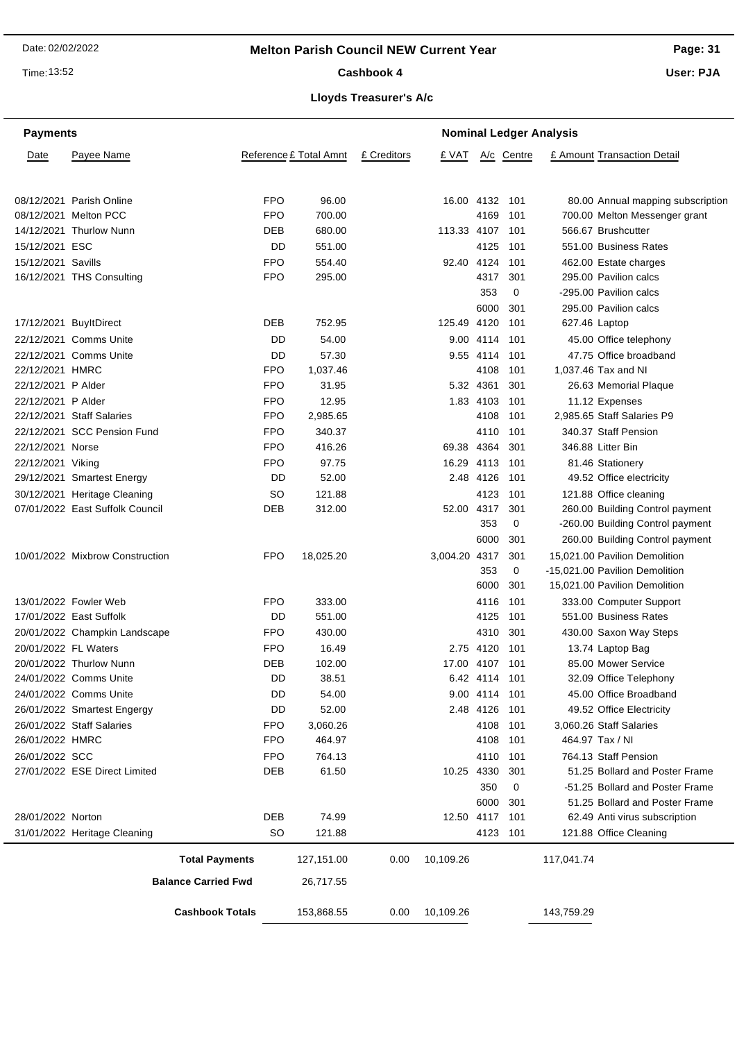Date: 02/02/2022

Time: 13:52

# Melton Parish Council NEW Current Year

## Cashbook 4

### Lloyds Treasurer's A/c

Page: 31

User: PJA

**Payments** | **Nominal Ledger Analysis**

| Date | Payee Name | Reference | £ Total Amnt | £ Creditors | £ VAT | A/c | Centre | £ Amount | Transaction Detail |
|---|---|---|---|---|---|---|---|---|---|
| 08/12/2021 | Parish Online | FPO | 96.00 | | 16.00 | 4132 | 101 | 80.00 | Annual mapping subscription |
| 08/12/2021 | Melton PCC | FPO | 700.00 | | | 4169 | 101 | 700.00 | Melton Messenger grant |
| 14/12/2021 | Thurlow Nunn | DEB | 680.00 | | 113.33 | 4107 | 101 | 566.67 | Brushcutter |
| 15/12/2021 | ESC | DD | 551.00 | | | 4125 | 101 | 551.00 | Business Rates |
| 15/12/2021 | Savills | FPO | 554.40 | | 92.40 | 4124 | 101 | 462.00 | Estate charges |
| 16/12/2021 | THS Consulting | FPO | 295.00 | | | 4317 | 301 | 295.00 | Pavilion calcs |
| | | | | | | 353 | 0 | -295.00 | Pavilion calcs |
| | | | | | | 6000 | 301 | 295.00 | Pavilion calcs |
| 17/12/2021 | BuyItDirect | DEB | 752.95 | | 125.49 | 4120 | 101 | 627.46 | Laptop |
| 22/12/2021 | Comms Unite | DD | 54.00 | | 9.00 | 4114 | 101 | 45.00 | Office telephony |
| 22/12/2021 | Comms Unite | DD | 57.30 | | 9.55 | 4114 | 101 | 47.75 | Office broadband |
| 22/12/2021 | HMRC | FPO | 1,037.46 | | | 4108 | 101 | 1,037.46 | Tax and NI |
| 22/12/2021 | P Alder | FPO | 31.95 | | 5.32 | 4361 | 301 | 26.63 | Memorial Plaque |
| 22/12/2021 | P Alder | FPO | 12.95 | | 1.83 | 4103 | 101 | 11.12 | Expenses |
| 22/12/2021 | Staff Salaries | FPO | 2,985.65 | | | 4108 | 101 | 2,985.65 | Staff Salaries P9 |
| 22/12/2021 | SCC Pension Fund | FPO | 340.37 | | | 4110 | 101 | 340.37 | Staff Pension |
| 22/12/2021 | Norse | FPO | 416.26 | | 69.38 | 4364 | 301 | 346.88 | Litter Bin |
| 22/12/2021 | Viking | FPO | 97.75 | | 16.29 | 4113 | 101 | 81.46 | Stationery |
| 29/12/2021 | Smartest Energy | DD | 52.00 | | 2.48 | 4126 | 101 | 49.52 | Office electricity |
| 30/12/2021 | Heritage Cleaning | SO | 121.88 | | | 4123 | 101 | 121.88 | Office cleaning |
| 07/01/2022 | East Suffolk Council | DEB | 312.00 | | 52.00 | 4317 | 301 | 260.00 | Building Control payment |
| | | | | | | 353 | 0 | -260.00 | Building Control payment |
| | | | | | | 6000 | 301 | 260.00 | Building Control payment |
| 10/01/2022 | Mixbrow Construction | FPO | 18,025.20 | | 3,004.20 | 4317 | 301 | 15,021.00 | Pavilion Demolition |
| | | | | | | 353 | 0 | -15,021.00 | Pavilion Demolition |
| | | | | | | 6000 | 301 | 15,021.00 | Pavilion Demolition |
| 13/01/2022 | Fowler Web | FPO | 333.00 | | | 4116 | 101 | 333.00 | Computer Support |
| 17/01/2022 | East Suffolk | DD | 551.00 | | | 4125 | 101 | 551.00 | Business Rates |
| 20/01/2022 | Champkin Landscape | FPO | 430.00 | | | 4310 | 301 | 430.00 | Saxon Way Steps |
| 20/01/2022 | FL Waters | FPO | 16.49 | | 2.75 | 4120 | 101 | 13.74 | Laptop Bag |
| 20/01/2022 | Thurlow Nunn | DEB | 102.00 | | 17.00 | 4107 | 101 | 85.00 | Mower Service |
| 24/01/2022 | Comms Unite | DD | 38.51 | | 6.42 | 4114 | 101 | 32.09 | Office Telephony |
| 24/01/2022 | Comms Unite | DD | 54.00 | | 9.00 | 4114 | 101 | 45.00 | Office Broadband |
| 26/01/2022 | Smartest Engergy | DD | 52.00 | | 2.48 | 4126 | 101 | 49.52 | Office Electricity |
| 26/01/2022 | Staff Salaries | FPO | 3,060.26 | | | 4108 | 101 | 3,060.26 | Staff Salaries |
| 26/01/2022 | HMRC | FPO | 464.97 | | | 4108 | 101 | 464.97 | Tax / NI |
| 26/01/2022 | SCC | FPO | 764.13 | | | 4110 | 101 | 764.13 | Staff Pension |
| 27/01/2022 | ESE Direct Limited | DEB | 61.50 | | 10.25 | 4330 | 301 | 51.25 | Bollard and Poster Frame |
| | | | | | | 350 | 0 | -51.25 | Bollard and Poster Frame |
| | | | | | | 6000 | 301 | 51.25 | Bollard and Poster Frame |
| 28/01/2022 | Norton | DEB | 74.99 | | 12.50 | 4117 | 101 | 62.49 | Anti virus subscription |
| 31/01/2022 | Heritage Cleaning | SO | 121.88 | | | 4123 | 101 | 121.88 | Office Cleaning |
| | **Total Payments** | | 127,151.00 | 0.00 | 10,109.26 | | | 117,041.74 | |
| | **Balance Carried Fwd** | | 26,717.55 | | | | | | |
| | **Cashbook Totals** | | 153,868.55 | 0.00 | 10,109.26 | | | 143,759.29 | |